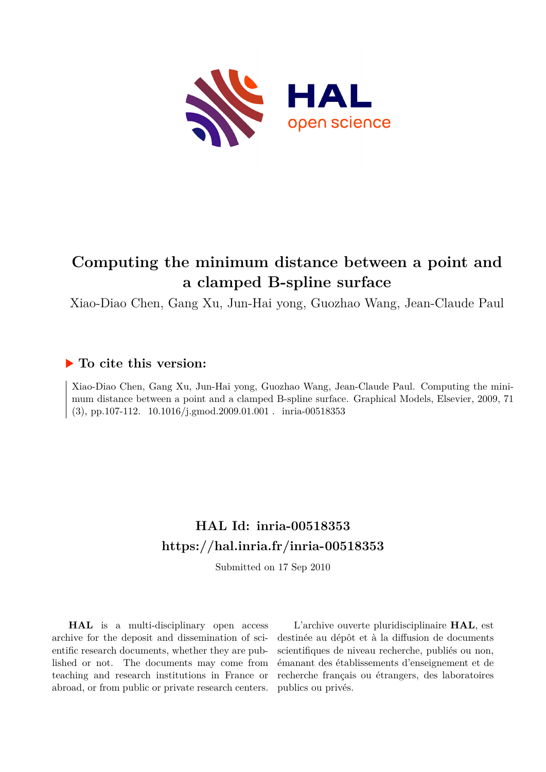# Computing the minimum distance between a point and a clamped B-spline surface

Xiao-Diao Chen, Gang Xu, Jun-Hai yong, Guozhao Wang, Jean-Claude Paul

## ▶ To cite this version:

Xiao-Diao Chen, Gang Xu, Jun-Hai yong, Guozhao Wang, Jean-Claude Paul. Computing the minimum distance between a point and a clamped B-spline surface. Graphical Models, Elsevier, 2009, 71 (3), pp.107-112. 10.1016/j.gmod.2009.01.001 . inria-00518353

## HAL Id: inria-00518353

## https://hal.inria.fr/inria-00518353

Submitted on 17 Sep 2010

**HAL** is a multi-disciplinary open access archive for the deposit and dissemination of scientific research documents, whether they are published or not. The documents may come from teaching and research institutions in France or abroad, or from public or private research centers.

L'archive ouverte pluridisciplinaire **HAL**, est destinée au dépôt et à la diffusion de documents scientifiques de niveau recherche, publiés ou non, émanant des établissements d'enseignement et de recherche français ou étrangers, des laboratoires publics ou privés.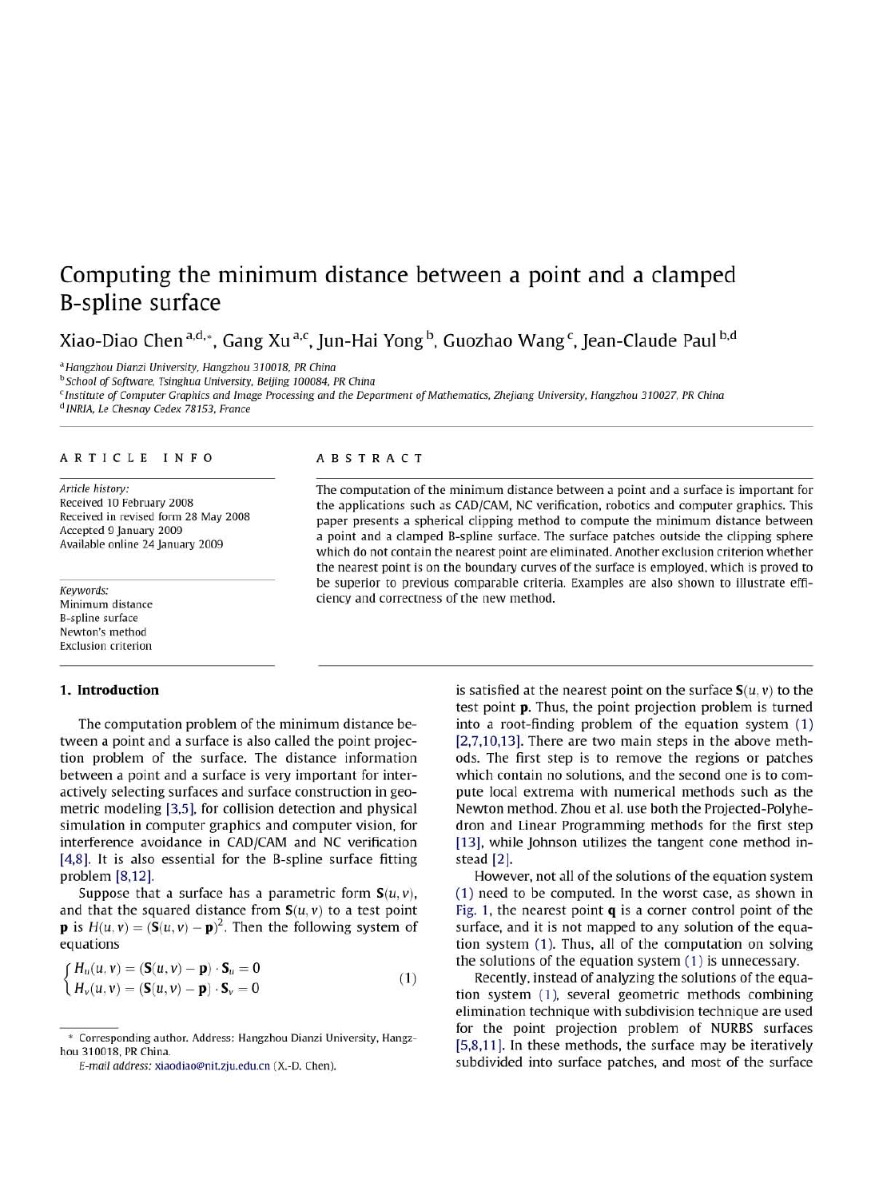# Computing the minimum distance between a point and a clamped B-spline surface

Xiao-Diao Chen [a,d,*], Gang Xu [a,c], Jun-Hai Yong [b], Guozhao Wang [c], Jean-Claude Paul [b,d]

[a] *Hangzhou Dianzi University, Hangzhou 310018, PR China*
[b] *School of Software, Tsinghua University, Beijing 100084, PR China*
[c] *Institute of Computer Graphics and Image Processing and the Department of Mathematics, Zhejiang University, Hangzhou 310027, PR China*
[d] *INRIA, Le Chesnay Cedex 78153, France*

## ARTICLE INFO

*Article history:*
Received 10 February 2008
Received in revised form 28 May 2008
Accepted 9 January 2009
Available online 24 January 2009

*Keywords:*
Minimum distance
B-spline surface
Newton's method
Exclusion criterion

## ABSTRACT

The computation of the minimum distance between a point and a surface is important for the applications such as CAD/CAM, NC verification, robotics and computer graphics. This paper presents a spherical clipping method to compute the minimum distance between a point and a clamped B-spline surface. The surface patches outside the clipping sphere which do not contain the nearest point are eliminated. Another exclusion criterion whether the nearest point is on the boundary curves of the surface is employed, which is proved to be superior to previous comparable criteria. Examples are also shown to illustrate efficiency and correctness of the new method.

## 1. Introduction

The computation problem of the minimum distance between a point and a surface is also called the point projection problem of the surface. The distance information between a point and a surface is very important for interactively selecting surfaces and surface construction in geometric modeling [3,5], for collision detection and physical simulation in computer graphics and computer vision, for interference avoidance in CAD/CAM and NC verification [4,8]. It is also essential for the B-spline surface fitting problem [8,12].

Suppose that a surface has a parametric form $\mathbf{S}(u,v)$, and that the squared distance from $\mathbf{S}(u,v)$ to a test point $\mathbf{p}$ is $H(u,v) = (\mathbf{S}(u,v) - \mathbf{p})^2$. Then the following system of equations

$$\begin{cases} H_u(u,v) = (\mathbf{S}(u,v) - \mathbf{p}) \cdot \mathbf{S}_u = 0 \\ H_v(u,v) = (\mathbf{S}(u,v) - \mathbf{p}) \cdot \mathbf{S}_v = 0 \end{cases} \tag{1}$$

is satisfied at the nearest point on the surface $\mathbf{S}(u,v)$ to the test point $\mathbf{p}$. Thus, the point projection problem is turned into a root-finding problem of the equation system (1) [2,7,10,13]. There are two main steps in the above methods. The first step is to remove the regions or patches which contain no solutions, and the second one is to compute local extrema with numerical methods such as the Newton method. Zhou et al. use both the Projected-Polyhedron and Linear Programming methods for the first step [13], while Johnson utilizes the tangent cone method instead [2].

However, not all of the solutions of the equation system (1) need to be computed. In the worst case, as shown in Fig. 1, the nearest point $\mathbf{q}$ is a corner control point of the surface, and it is not mapped to any solution of the equation system (1). Thus, all of the computation on solving the solutions of the equation system (1) is unnecessary.

Recently, instead of analyzing the solutions of the equation system (1), several geometric methods combining elimination technique with subdivision technique are used for the point projection problem of NURBS surfaces [5,8,11]. In these methods, the surface may be iteratively subdivided into surface patches, and most of the surface

\* Corresponding author. Address: Hangzhou Dianzi University, Hangzhou 310018, PR China.
*E-mail address:* xiaodiao@nit.zju.edu.cn (X.-D. Chen).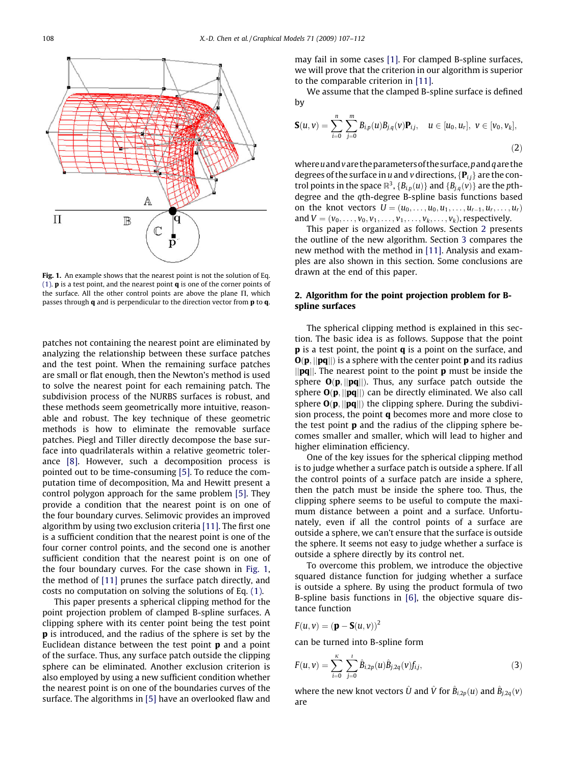**Fig. 1.** An example shows that the nearest point is not the solution of Eq. (1). **p** is a test point, and the nearest point **q** is one of the corner points of the surface. All the other control points are above the plane Π, which passes through **q** and is perpendicular to the direction vector from **p** to **q**.

patches not containing the nearest point are eliminated by analyzing the relationship between these surface patches and the test point. When the remaining surface patches are small or flat enough, then the Newton's method is used to solve the nearest point for each remaining patch. The subdivision process of the NURBS surfaces is robust, and these methods seem geometrically more intuitive, reasonable and robust. The key technique of these geometric methods is how to eliminate the removable surface patches. Piegl and Tiller directly decompose the base surface into quadrilaterals within a relative geometric tolerance [8]. However, such a decomposition process is pointed out to be time-consuming [5]. To reduce the computation time of decomposition, Ma and Hewitt present a control polygon approach for the same problem [5]. They provide a condition that the nearest point is on one of the four boundary curves. Selimovic provides an improved algorithm by using two exclusion criteria [11]. The first one is a sufficient condition that the nearest point is one of the four corner control points, and the second one is another sufficient condition that the nearest point is on one of the four boundary curves. For the case shown in Fig. 1, the method of [11] prunes the surface patch directly, and costs no computation on solving the solutions of Eq. (1).

This paper presents a spherical clipping method for the point projection problem of clamped B-spline surfaces. A clipping sphere with its center point being the test point **p** is introduced, and the radius of the sphere is set by the Euclidean distance between the test point **p** and a point of the surface. Thus, any surface patch outside the clipping sphere can be eliminated. Another exclusion criterion is also employed by using a new sufficient condition whether the nearest point is on one of the boundaries curves of the surface. The algorithms in [5] have an overlooked flaw and may fail in some cases [1]. For clamped B-spline surfaces, we will prove that the criterion in our algorithm is superior to the comparable criterion in [11].

We assume that the clamped B-spline surface is defined by

$$\mathbf{S}(u,v) = \sum_{i=0}^{n}\sum_{j=0}^{m} B_{i,p}(u)B_{j,q}(v)\mathbf{P}_{i,j}, \quad u \in [u_0, u_r],\ v \in [v_0, v_k], \tag{2}$$

where $u$ and $v$ are the parameters of the surface, $p$ and $q$ are the degrees of the surface in $u$ and $v$ directions, $\{\mathbf{P}_{i,j}\}$ are the control points in the space $\mathbb{R}^3$, $\{B_{i,p}(u)\}$ and $\{B_{j,q}(v)\}$ are the $p$th-degree and the $q$th-degree B-spline basis functions based on the knot vectors $U = (u_0, \ldots, u_0, u_1, \ldots, u_{r-1}, u_r, \ldots, u_r)$ and $V = (v_0, \ldots, v_0, v_1, \ldots, v_{k-1}, v_k, \ldots, v_k)$, respectively.

This paper is organized as follows. Section 2 presents the outline of the new algorithm. Section 3 compares the new method with the method in [11]. Analysis and examples are also shown in this section. Some conclusions are drawn at the end of this paper.

## 2. Algorithm for the point projection problem for B-spline surfaces

The spherical clipping method is explained in this section. The basic idea is as follows. Suppose that the point **p** is a test point, the point **q** is a point on the surface, and $\mathbf{O}(\mathbf{p}, \|\mathbf{pq}\|)$ is a sphere with the center point **p** and its radius $\|\mathbf{pq}\|$. The nearest point to the point **p** must be inside the sphere $\mathbf{O}(\mathbf{p}, \|\mathbf{pq}\|)$. Thus, any surface patch outside the sphere $\mathbf{O}(\mathbf{p}, \|\mathbf{pq}\|)$ can be directly eliminated. We also call sphere $\mathbf{O}(\mathbf{p}, \|\mathbf{pq}\|)$ the clipping sphere. During the subdivision process, the point **q** becomes more and more close to the test point **p** and the radius of the clipping sphere becomes smaller and smaller, which will lead to higher and higher elimination efficiency.

One of the key issues for the spherical clipping method is to judge whether a surface patch is outside a sphere. If all the control points of a surface patch are inside a sphere, then the patch must be inside the sphere too. Thus, the clipping sphere seems to be useful to compute the maximum distance between a point and a surface. Unfortunately, even if all the control points of a surface are outside a sphere, we can't ensure that the surface is outside the sphere. It seems not easy to judge whether a surface is outside a sphere directly by its control net.

To overcome this problem, we introduce the objective squared distance function for judging whether a surface is outside a sphere. By using the product formula of two B-spline basis functions in [6], the objective square distance function

$$F(u,v) = (\mathbf{p} - \mathbf{S}(u,v))^2$$

can be turned into B-spline form

$$F(u,v) = \sum_{i=0}^{K}\sum_{j=0}^{L} \hat{B}_{i,2p}(u)\hat{B}_{j,2q}(v)f_{i,j}, \tag{3}$$

where the new knot vectors $\hat{U}$ and $\hat{V}$ for $\hat{B}_{i,2p}(u)$ and $\hat{B}_{j,2q}(v)$ are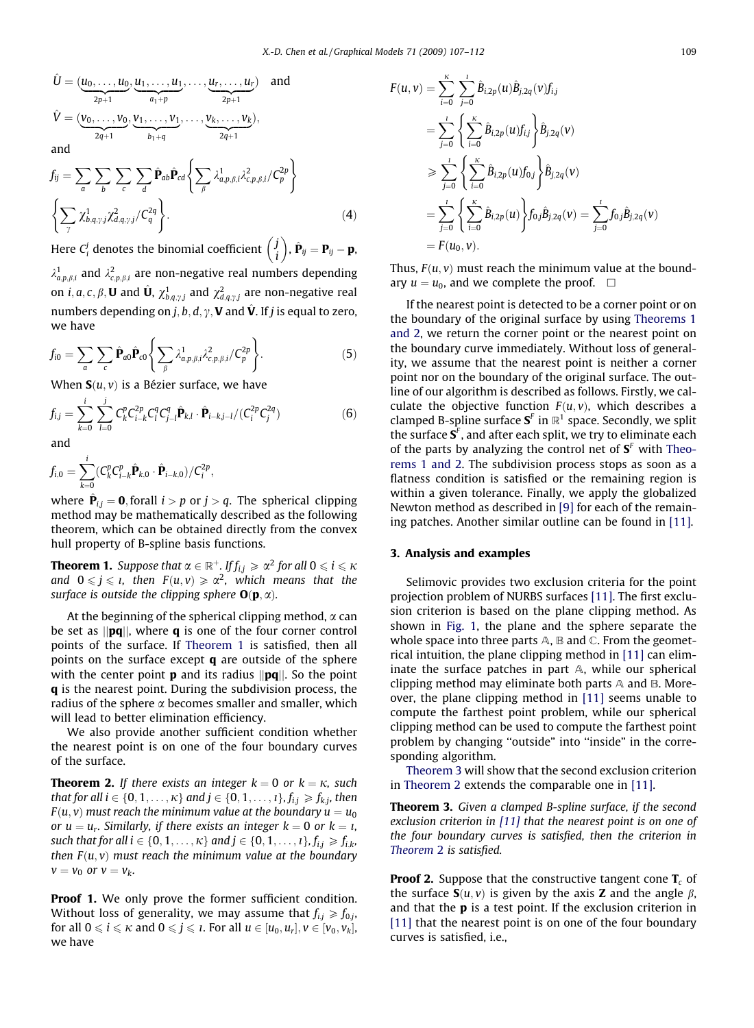$$\hat{U} = (\underbrace{u_0, \ldots, u_0}_{2p+1}, \underbrace{u_1, \ldots, u_1}_{a_1+p}, \ldots, \underbrace{u_r, \ldots, u_r}_{2p+1}) \quad \text{and}$$

$$\hat{V} = (\underbrace{v_0, \ldots, v_0}_{2q+1}, \underbrace{v_1, \ldots, v_1}_{b_1+q}, \ldots, \underbrace{v_k, \ldots, v_k}_{2q+1}),$$

and

$$f_{ij} = \sum_a \sum_b \sum_c \sum_d \hat{\mathbf{P}}_{ab} \hat{\mathbf{P}}_{cd} \left\{ \sum_\beta \lambda^1_{a,p,\beta,i} \lambda^2_{c,p,\beta,i} / C_p^{2p} \right\} \left\{ \sum_\gamma \chi^1_{b,q,\gamma,j} \chi^2_{d,q,\gamma,j} / C_q^{2q} \right\}. \quad (4)$$

Here $C_i^j$ denotes the binomial coefficient $\binom{j}{i}$, $\hat{\mathbf{P}}_{ij} = \mathbf{P}_{ij} - \mathbf{p}$, $\lambda^1_{a,p,\beta,i}$ and $\lambda^2_{c,p,\beta,i}$ are non-negative real numbers depending on $i, a, c, \beta, \mathbf{U}$ and $\hat{\mathbf{U}}$, $\chi^1_{b,q,\gamma,j}$ and $\chi^2_{d,q,\gamma,j}$ are non-negative real numbers depending on $j, b, d, \gamma, \mathbf{V}$ and $\hat{\mathbf{V}}$. If $j$ is equal to zero, we have

$$f_{i0} = \sum_a \sum_c \hat{\mathbf{P}}_{a0} \hat{\mathbf{P}}_{c0} \left\{ \sum_\beta \lambda^1_{a,p,\beta,i} \lambda^2_{c,p,\beta,i} / C_p^{2p} \right\}. \quad (5)$$

When $\mathbf{S}(u, v)$ is a Bézier surface, we have

$$f_{i,j} = \sum_{k=0}^{i} \sum_{l=0}^{j} C_k^p C_{i-k}^{2p} C_l^q C_{j-l}^q \hat{\mathbf{P}}_{k,l} \cdot \hat{\mathbf{P}}_{i-k,j-l} / (C_i^{2p} C_j^{2q}) \quad (6)$$

and

$$f_{i,0} = \sum_{k=0}^{i} (C_k^p C_{i-k}^p \hat{\mathbf{P}}_{k,0} \cdot \hat{\mathbf{P}}_{i-k,0}) / C_i^{2p},$$

where $\hat{\mathbf{P}}_{i,j} = \mathbf{0}$, for all $i > p$ or $j > q$. The spherical clipping method may be mathematically described as the following theorem, which can be obtained directly from the convex hull property of B-spline basis functions.

**Theorem 1.** *Suppose that $\alpha \in \mathbb{R}^+$. If $f_{i,j} \geqslant \alpha^2$ for all $0 \leqslant i \leqslant \kappa$ and $0 \leqslant j \leqslant \iota$, then $F(u, v) \geqslant \alpha^2$, which means that the surface is outside the clipping sphere $\mathbf{O}(\mathbf{p}, \alpha)$.*

At the beginning of the spherical clipping method, $\alpha$ can be set as $\|\mathbf{pq}\|$, where $\mathbf{q}$ is one of the four corner control points of the surface. If Theorem 1 is satisfied, then all points on the surface except $\mathbf{q}$ are outside of the sphere with the center point $\mathbf{p}$ and its radius $\|\mathbf{pq}\|$. So the point $\mathbf{q}$ is the nearest point. During the subdivision process, the radius of the sphere $\alpha$ becomes smaller and smaller, which will lead to better elimination efficiency.

We also provide another sufficient condition whether the nearest point is on one of the four boundary curves of the surface.

**Theorem 2.** *If there exists an integer $k = 0$ or $k = \kappa$, such that for all $i \in \{0, 1, \ldots, \kappa\}$ and $j \in \{0, 1, \ldots, \iota\}$, $f_{i,j} \geqslant f_{k,j}$, then $F(u, v)$ must reach the minimum value at the boundary $u = u_0$ or $u = u_r$. Similarly, if there exists an integer $k = 0$ or $k = \iota$, such that for all $i \in \{0, 1, \ldots, \kappa\}$ and $j \in \{0, 1, \ldots, \iota\}$, $f_{i,j} \geqslant f_{i,k}$, then $F(u, v)$ must reach the minimum value at the boundary $v = v_0$ or $v = v_k$.*

**Proof 1.** We only prove the former sufficient condition. Without loss of generality, we may assume that $f_{i,j} \geqslant f_{0,j}$, for all $0 \leqslant i \leqslant \kappa$ and $0 \leqslant j \leqslant \iota$. For all $u \in [u_0, u_r], v \in [v_0, v_k]$, we have

$$\begin{aligned} F(u, v) &= \sum_{i=0}^{\kappa} \sum_{j=0}^{\iota} \hat{B}_{i,2p}(u) \hat{B}_{j,2q}(v) f_{i,j} \\ &= \sum_{j=0}^{\iota} \left\{ \sum_{i=0}^{\kappa} \hat{B}_{i,2p}(u) f_{i,j} \right\} \hat{B}_{j,2q}(v) \\ &\geqslant \sum_{j=0}^{\iota} \left\{ \sum_{i=0}^{\kappa} \hat{B}_{i,2p}(u) f_{0,j} \right\} \hat{B}_{j,2q}(v) \\ &= \sum_{j=0}^{\iota} \left\{ \sum_{i=0}^{\kappa} \hat{B}_{i,2p}(u) \right\} f_{0,j} \hat{B}_{j,2q}(v) = \sum_{j=0}^{\iota} f_{0,j} \hat{B}_{j,2q}(v) \\ &= F(u_0, v). \end{aligned}$$

Thus, $F(u, v)$ must reach the minimum value at the boundary $u = u_0$, and we complete the proof. □

If the nearest point is detected to be a corner point or on the boundary of the original surface by using Theorems 1 and 2, we return the corner point or the nearest point on the boundary curve immediately. Without loss of generality, we assume that the nearest point is neither a corner point nor on the boundary of the original surface. The outline of our algorithm is described as follows. Firstly, we calculate the objective function $F(u, v)$, which describes a clamped B-spline surface $\mathbf{S}^F$ in $\mathbb{R}^1$ space. Secondly, we split the surface $\mathbf{S}^F$, and after each split, we try to eliminate each of the parts by analyzing the control net of $\mathbf{S}^F$ with Theorems 1 and 2. The subdivision process stops as soon as a flatness condition is satisfied or the remaining region is within a given tolerance. Finally, we apply the globalized Newton method as described in [9] for each of the remaining patches. Another similar outline can be found in [11].

## 3. Analysis and examples

Selimovic provides two exclusion criteria for the point projection problem of NURBS surfaces [11]. The first exclusion criterion is based on the plane clipping method. As shown in Fig. 1, the plane and the sphere separate the whole space into three parts $\mathbb{A}$, $\mathbb{B}$ and $\mathbb{C}$. From the geometrical intuition, the plane clipping method in [11] can eliminate the surface patches in part $\mathbb{A}$, while our spherical clipping method may eliminate both parts $\mathbb{A}$ and $\mathbb{B}$. Moreover, the plane clipping method in [11] seems unable to compute the farthest point problem, while our spherical clipping method can be used to compute the farthest point problem by changing "outside" into "inside" in the corresponding algorithm.

Theorem 3 will show that the second exclusion criterion in Theorem 2 extends the comparable one in [11].

**Theorem 3.** *Given a clamped B-spline surface, if the second exclusion criterion in [11] that the nearest point is on one of the four boundary curves is satisfied, then the criterion in Theorem 2 is satisfied.*

**Proof 2.** Suppose that the constructive tangent cone $\mathbf{T}_c$ of the surface $\mathbf{S}(u, v)$ is given by the axis $\mathbf{Z}$ and the angle $\beta$, and that the $\mathbf{p}$ is a test point. If the exclusion criterion in [11] that the nearest point is on one of the four boundary curves is satisfied, i.e.,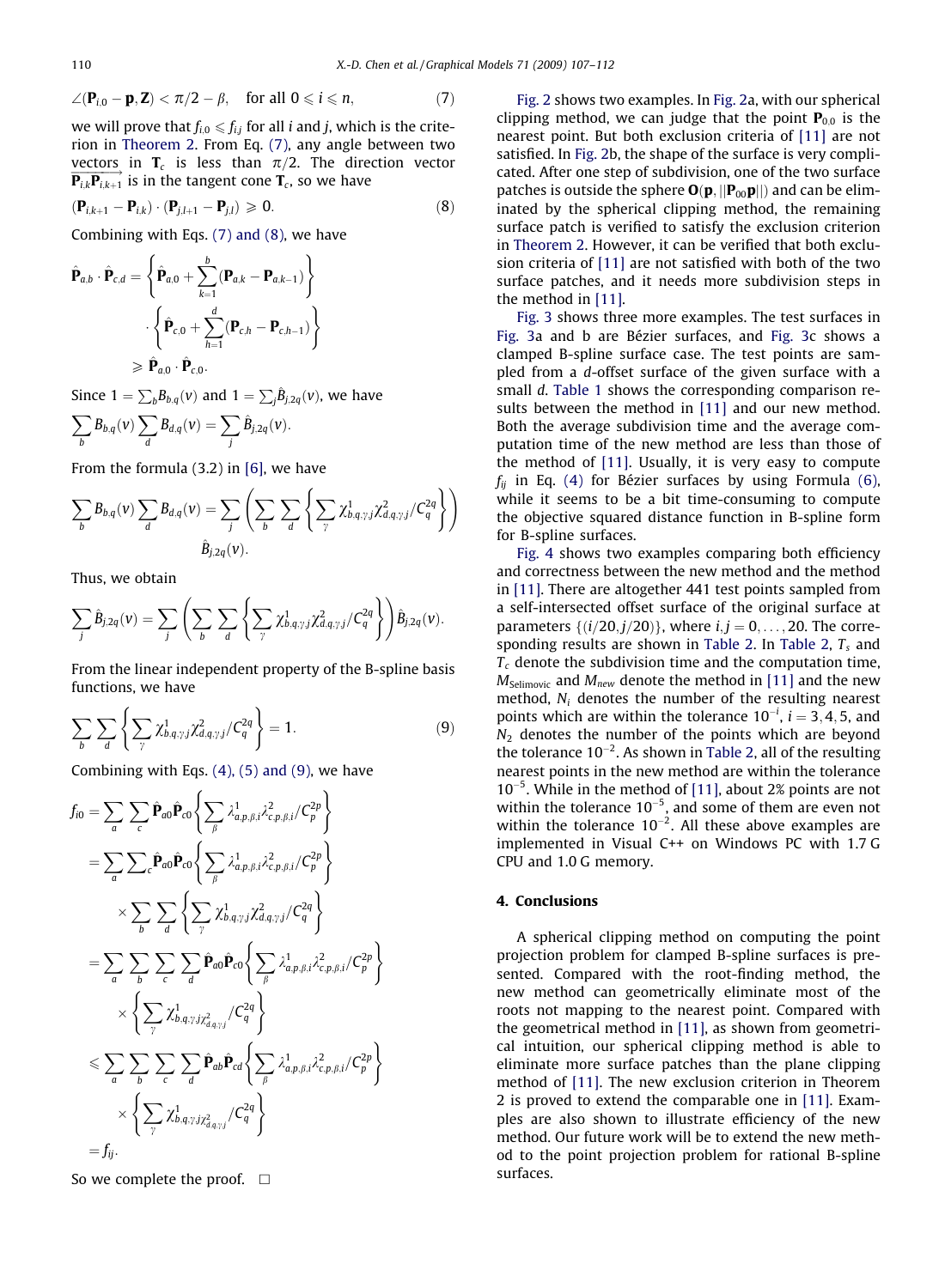$$\angle(\mathbf{P}_{i,0} - \mathbf{p}, \mathbf{Z}) < \pi/2 - \beta, \quad \text{for all } 0 \leqslant i \leqslant n, \tag{7}$$

we will prove that $f_{i,0} \leqslant f_{i,j}$ for all $i$ and $j$, which is the criterion in Theorem 2. From Eq. (7), any angle between two vectors in $\mathbf{T}_c$ is less than $\pi/2$. The direction vector $\overrightarrow{\mathbf{P}_{i,k}\mathbf{P}_{i,k+1}}$ is in the tangent cone $\mathbf{T}_c$, so we have

$$(\mathbf{P}_{i,k+1} - \mathbf{P}_{i,k}) \cdot (\mathbf{P}_{j,l+1} - \mathbf{P}_{j,l}) \geqslant 0. \tag{8}$$

Combining with Eqs. (7) and (8), we have

$$\hat{\mathbf{P}}_{a,b} \cdot \hat{\mathbf{P}}_{c,d} = \left\{ \hat{\mathbf{P}}_{a,0} + \sum_{k=1}^{b} (\mathbf{P}_{a,k} - \mathbf{P}_{a,k-1}) \right\} \cdot \left\{ \hat{\mathbf{P}}_{c,0} + \sum_{h=1}^{d} (\mathbf{P}_{c,h} - \mathbf{P}_{c,h-1}) \right\} \geqslant \hat{\mathbf{P}}_{a,0} \cdot \hat{\mathbf{P}}_{c,0}.$$

Since $1 = \sum_b B_{b,q}(v)$ and $1 = \sum_j \hat{B}_{j,2q}(v)$, we have

$$\sum_b B_{b,q}(v) \sum_d B_{d,q}(v) = \sum_j \hat{B}_{j,2q}(v).$$

From the formula (3.2) in [6], we have

$$\sum_b B_{b,q}(v) \sum_d B_{d,q}(v) = \sum_j \left( \sum_b \sum_d \left\{ \sum_\gamma \chi^1_{b,q,\gamma,j} \chi^2_{d,q,\gamma,j} / C^{2q}_q \right\} \right) \hat{B}_{j,2q}(v).$$

Thus, we obtain

$$\sum_j \hat{B}_{j,2q}(v) = \sum_j \left( \sum_b \sum_d \left\{ \sum_\gamma \chi^1_{b,q,\gamma,j} \chi^2_{d,q,\gamma,j} / C^{2q}_q \right\} \right) \hat{B}_{j,2q}(v).$$

From the linear independent property of the B-spline basis functions, we have

$$\sum_b \sum_d \left\{ \sum_\gamma \chi^1_{b,q,\gamma,j} \chi^2_{d,q,\gamma,j} / C^{2q}_q \right\} = 1. \tag{9}$$

Combining with Eqs. (4), (5) and (9), we have

$$\begin{aligned}
f_{i0} &= \sum_a \sum_c \hat{\mathbf{P}}_{a0} \hat{\mathbf{P}}_{c0} \left\{ \sum_\beta \lambda^1_{a,p,\beta,i} \lambda^2_{c,p,\beta,i} / C^{2p}_p \right\} \\
&= \sum_a \sum_c \hat{\mathbf{P}}_{a0} \hat{\mathbf{P}}_{c0} \left\{ \sum_\beta \lambda^1_{a,p,\beta,i} \lambda^2_{c,p,\beta,i} / C^{2p}_p \right\} \times \sum_b \sum_d \left\{ \sum_\gamma \chi^1_{b,q,\gamma,j} \chi^2_{d,q,\gamma,j} / C^{2q}_q \right\} \\
&= \sum_a \sum_b \sum_c \sum_d \hat{\mathbf{P}}_{a0} \hat{\mathbf{P}}_{c0} \left\{ \sum_\beta \lambda^1_{a,p,\beta,i} \lambda^2_{c,p,\beta,i} / C^{2p}_p \right\} \times \left\{ \sum_\gamma \chi^1_{b,q,\gamma,j} \chi^2_{d,q,\gamma,j} / C^{2q}_q \right\} \\
&\leqslant \sum_a \sum_b \sum_c \sum_d \hat{\mathbf{P}}_{ab} \hat{\mathbf{P}}_{cd} \left\{ \sum_\beta \lambda^1_{a,p,\beta,i} \lambda^2_{c,p,\beta,i} / C^{2p}_p \right\} \times \left\{ \sum_\gamma \chi^1_{b,q,\gamma,j} \chi^2_{d,q,\gamma,j} / C^{2q}_q \right\} \\
&= f_{ij}.
\end{aligned}$$

So we complete the proof. □

Fig. 2 shows two examples. In Fig. 2a, with our spherical clipping method, we can judge that the point $\mathbf{P}_{0,0}$ is the nearest point. But both exclusion criteria of [11] are not satisfied. In Fig. 2b, the shape of the surface is very complicated. After one step of subdivision, one of the two surface patches is outside the sphere $\mathbf{O}(\mathbf{p}, \|\mathbf{P}_{00}\mathbf{p}\|)$ and can be eliminated by the spherical clipping method, the remaining surface patch is verified to satisfy the exclusion criterion in Theorem 2. However, it can be verified that both exclusion criteria of [11] are not satisfied with both of the two surface patches, and it needs more subdivision steps in the method in [11].

Fig. 3 shows three more examples. The test surfaces in Fig. 3a and b are Bézier surfaces, and Fig. 3c shows a clamped B-spline surface case. The test points are sampled from a $d$-offset surface of the given surface with a small $d$. Table 1 shows the corresponding comparison results between the method in [11] and our new method. Both the average subdivision time and the average computation time of the new method are less than those of the method of [11]. Usually, it is very easy to compute $f_{ij}$ in Eq. (4) for Bézier surfaces by using Formula (6), while it seems to be a bit time-consuming to compute the objective squared distance function in B-spline form for B-spline surfaces.

Fig. 4 shows two examples comparing both efficiency and correctness between the new method and the method in [11]. There are altogether 441 test points sampled from a self-intersected offset surface of the original surface at parameters $\{(i/20, j/20)\}$, where $i, j = 0, \ldots, 20$. The corresponding results are shown in Table 2. In Table 2, $T_s$ and $T_c$ denote the subdivision time and the computation time, $M_{\text{Selimovic}}$ and $M_{new}$ denote the method in [11] and the new method, $N_i$ denotes the number of the resulting nearest points which are within the tolerance $10^{-i}$, $i = 3, 4, 5$, and $N_2$ denotes the number of the points which are beyond the tolerance $10^{-2}$. As shown in Table 2, all of the resulting nearest points in the new method are within the tolerance $10^{-5}$. While in the method of [11], about 2% points are not within the tolerance $10^{-5}$, and some of them are even not within the tolerance $10^{-2}$. All these above examples are implemented in Visual C++ on Windows PC with 1.7 G CPU and 1.0 G memory.

## 4. Conclusions

A spherical clipping method on computing the point projection problem for clamped B-spline surfaces is presented. Compared with the root-finding method, the new method can geometrically eliminate most of the roots not mapping to the nearest point. Compared with the geometrical method in [11], as shown from geometrical intuition, our spherical clipping method is able to eliminate more surface patches than the plane clipping method of [11]. The new exclusion criterion in Theorem 2 is proved to extend the comparable one in [11]. Examples are also shown to illustrate efficiency of the new method. Our future work will be to extend the new method to the point projection problem for rational B-spline surfaces.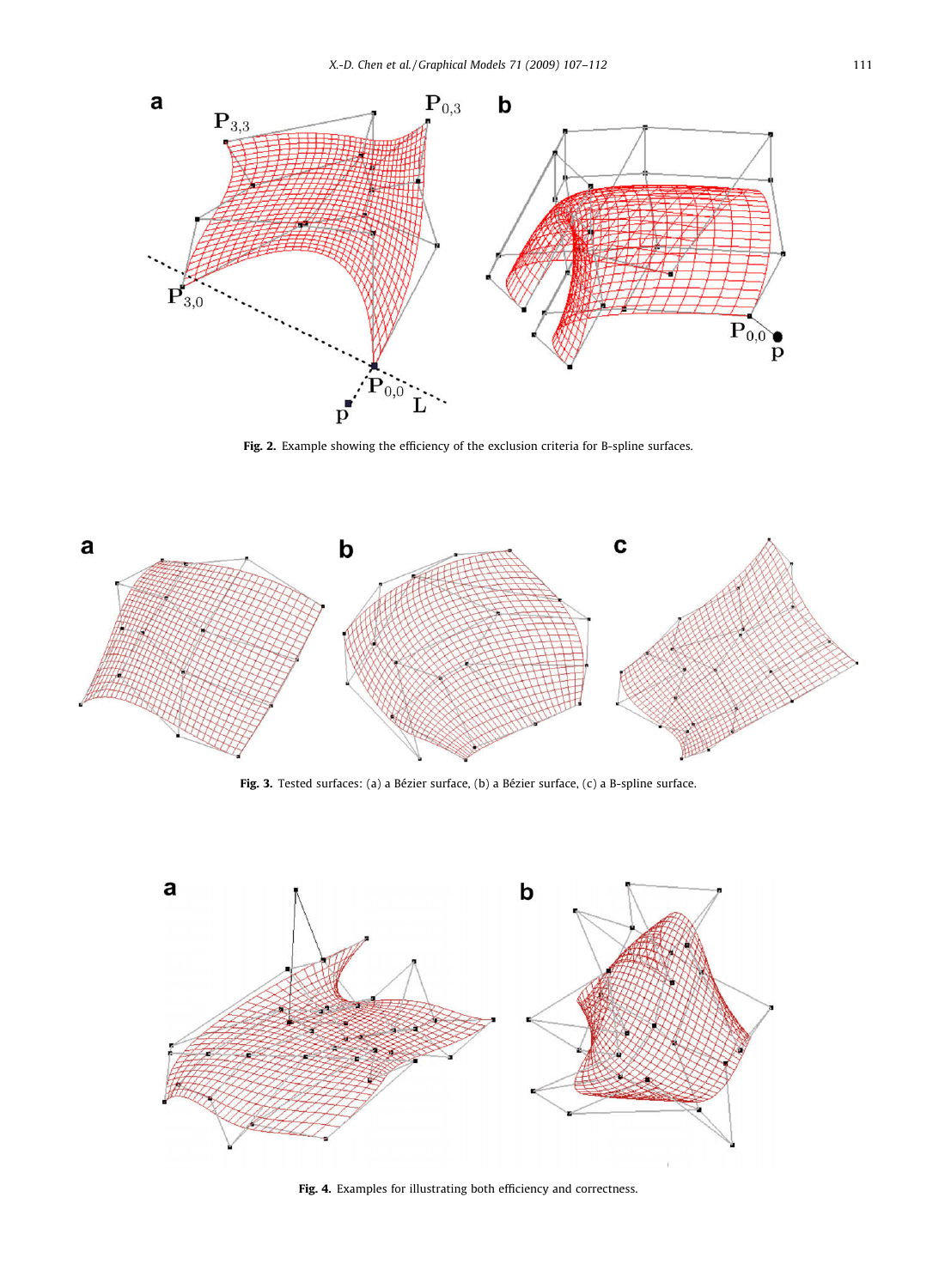**Fig. 2.** Example showing the efficiency of the exclusion criteria for B-spline surfaces.

**Fig. 3.** Tested surfaces: (a) a Bézier surface, (b) a Bézier surface, (c) a B-spline surface.

**Fig. 4.** Examples for illustrating both efficiency and correctness.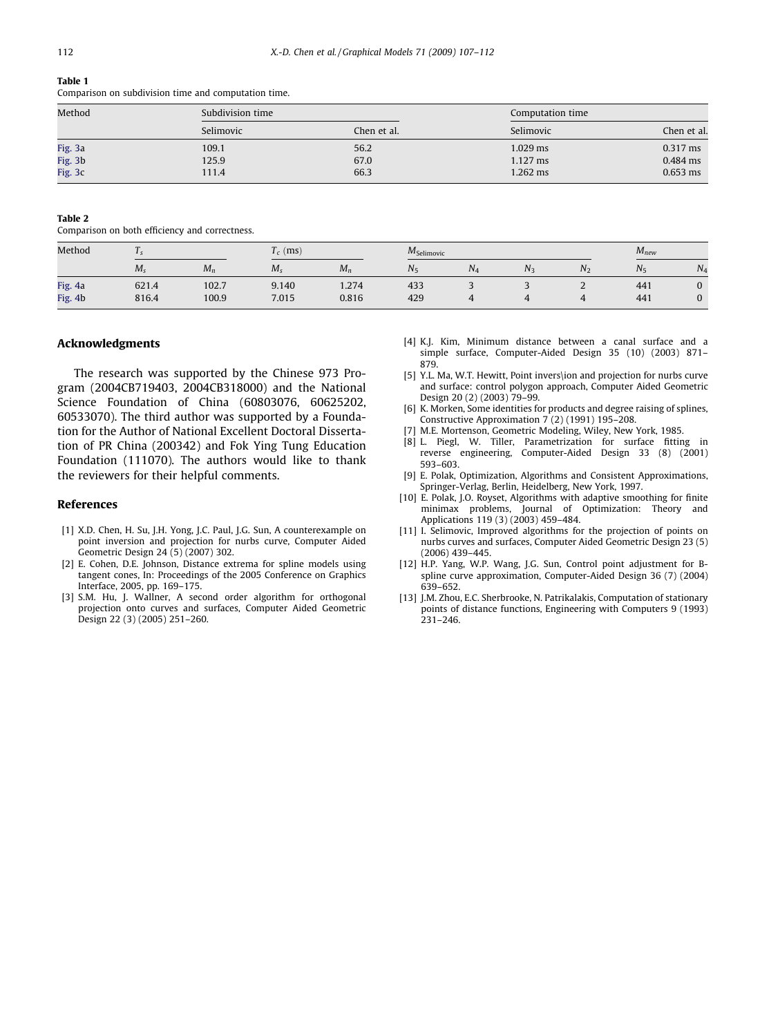**Table 1**
Comparison on subdivision time and computation time.

| Method | Subdivision time | | Computation time | |
|---|---|---|---|---|
| | Selimovic | Chen et al. | Selimovic | Chen et al. |
| Fig. 3a | 109.1 | 56.2 | 1.029 ms | 0.317 ms |
| Fig. 3b | 125.9 | 67.0 | 1.127 ms | 0.484 ms |
| Fig. 3c | 111.4 | 66.3 | 1.262 ms | 0.653 ms |

**Table 2**
Comparison on both efficiency and correctness.

| Method | $T_s$ | | $T_c$ (ms) | | $M_{\text{Selimovic}}$ | | | | $M_{new}$ | |
|---|---|---|---|---|---|---|---|---|---|---|
| | $M_s$ | $M_n$ | $M_s$ | $M_n$ | $N_5$ | $N_4$ | $N_3$ | $N_2$ | $N_5$ | $N_4$ |
| Fig. 4a | 621.4 | 102.7 | 9.140 | 1.274 | 433 | 3 | 3 | 2 | 441 | 0 |
| Fig. 4b | 816.4 | 100.9 | 7.015 | 0.816 | 429 | 4 | 4 | 4 | 441 | 0 |

## Acknowledgments

The research was supported by the Chinese 973 Program (2004CB719403, 2004CB318000) and the National Science Foundation of China (60803076, 60625202, 60533070). The third author was supported by a Foundation for the Author of National Excellent Doctoral Dissertation of PR China (200342) and Fok Ying Tung Education Foundation (111070). The authors would like to thank the reviewers for their helpful comments.

## References

[1] X.D. Chen, H. Su, J.H. Yong, J.C. Paul, J.G. Sun, A counterexample on point inversion and projection for nurbs curve, Computer Aided Geometric Design 24 (5) (2007) 302.

[2] E. Cohen, D.E. Johnson, Distance extrema for spline models using tangent cones, In: Proceedings of the 2005 Conference on Graphics Interface, 2005, pp. 169–175.

[3] S.M. Hu, J. Wallner, A second order algorithm for orthogonal projection onto curves and surfaces, Computer Aided Geometric Design 22 (3) (2005) 251–260.

[4] K.J. Kim, Minimum distance between a canal surface and a simple surface, Computer-Aided Design 35 (10) (2003) 871–879.

[5] Y.L. Ma, W.T. Hewitt, Point invers\ion and projection for nurbs curve and surface: control polygon approach, Computer Aided Geometric Design 20 (2) (2003) 79–99.

[6] K. Morken, Some identities for products and degree raising of splines, Constructive Approximation 7 (2) (1991) 195–208.

[7] M.E. Mortenson, Geometric Modeling, Wiley, New York, 1985.

[8] L. Piegl, W. Tiller, Parametrization for surface fitting in reverse engineering, Computer-Aided Design 33 (8) (2001) 593–603.

[9] E. Polak, Optimization, Algorithms and Consistent Approximations, Springer-Verlag, Berlin, Heidelberg, New York, 1997.

[10] E. Polak, J.O. Royset, Algorithms with adaptive smoothing for finite minimax problems, Journal of Optimization: Theory and Applications 119 (3) (2003) 459–484.

[11] I. Selimovic, Improved algorithms for the projection of points on nurbs curves and surfaces, Computer Aided Geometric Design 23 (5) (2006) 439–445.

[12] H.P. Yang, W.P. Wang, J.G. Sun, Control point adjustment for B-spline curve approximation, Computer-Aided Design 36 (7) (2004) 639–652.

[13] J.M. Zhou, E.C. Sherbrooke, N. Patrikalakis, Computation of stationary points of distance functions, Engineering with Computers 9 (1993) 231–246.